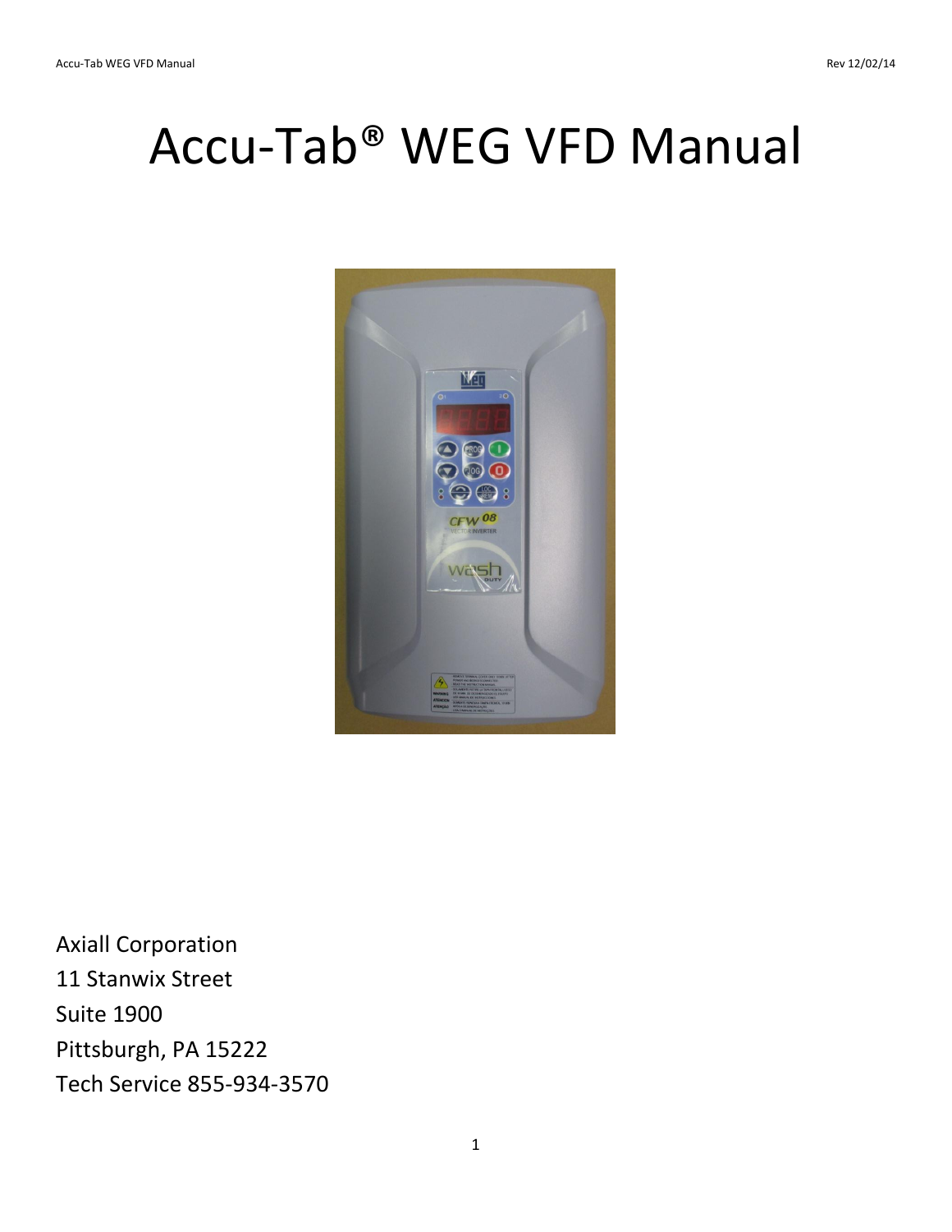# Accu-Tab® WEG VFD Manual

Axiall Corporation
11 Stanwix Street
Suite 1900
Pittsburgh, PA 15222
Tech Service 855-934-3570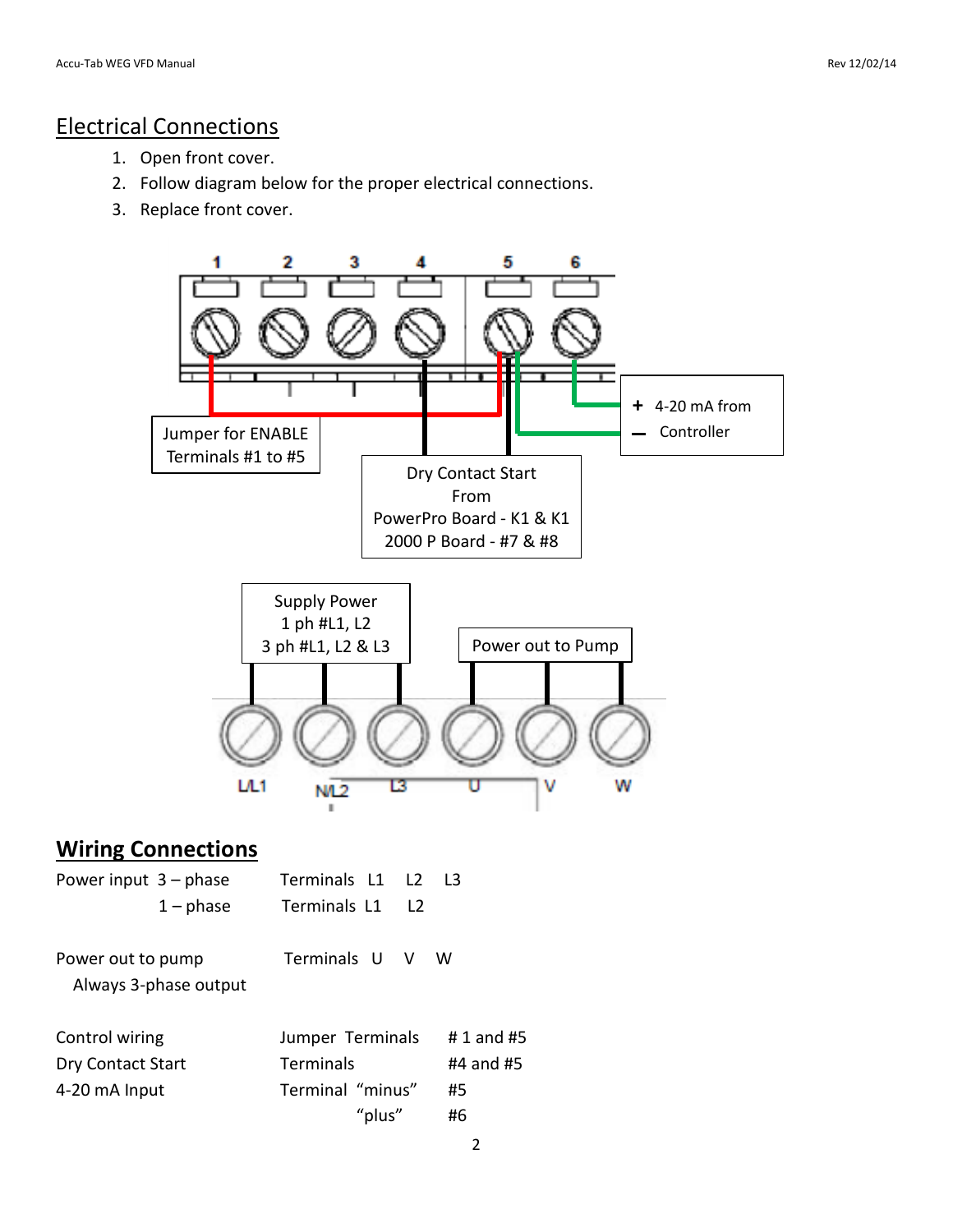## Electrical Connections

1. Open front cover.
2. Follow diagram below for the proper electrical connections.
3. Replace front cover.

1 2 3 4 5 6

Jumper for ENABLE
Terminals #1 to #5

Dry Contact Start
From
PowerPro Board - K1 & K1
2000 P Board - #7 & #8

+ 4-20 mA from
– Controller

Supply Power
1 ph #L1, L2
3 ph #L1, L2 & L3

Power out to Pump

L/L1 N/L2 L3 U V W

## Wiring Connections

| | | |
|---|---|---|
| Power input 3 – phase | Terminals L1 L2 L3 | |
| 1 – phase | Terminals L1 L2 | |
| | | |
| Power out to pump | Terminals U V W | |
| Always 3-phase output | | |
| | | |
| Control wiring | Jumper Terminals | # 1 and #5 |
| Dry Contact Start | Terminals | #4 and #5 |
| 4-20 mA Input | Terminal "minus" | #5 |
| | "plus" | #6 |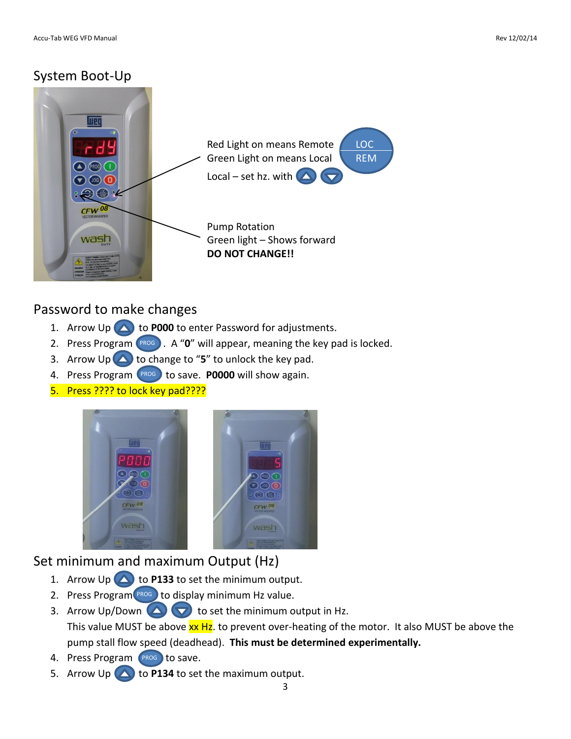## System Boot-Up

Red Light on means Remote
Green Light on means Local

LOC
REM

Local – set hz. with ▲ ▼

Pump Rotation
Green light – Shows forward
**DO NOT CHANGE!!**

## Password to make changes

1. Arrow Up ▲ to **P000** to enter Password for adjustments.
2. Press Program PROG . A "**0**" will appear, meaning the key pad is locked.
3. Arrow Up ▲ to change to "**5**" to unlock the key pad.
4. Press Program PROG to save. **P0000** will show again.
5. Press ???? to lock key pad????

## Set minimum and maximum Output (Hz)

1. Arrow Up ▲ to **P133** to set the minimum output.
2. Press Program PROG to display minimum Hz value.
3. Arrow Up/Down ▲ ▼ to set the minimum output in Hz.
   This value MUST be above xx Hz. to prevent over-heating of the motor. It also MUST be above the pump stall flow speed (deadhead). **This must be determined experimentally.**
4. Press Program PROG to save.
5. Arrow Up ▲ to **P134** to set the maximum output.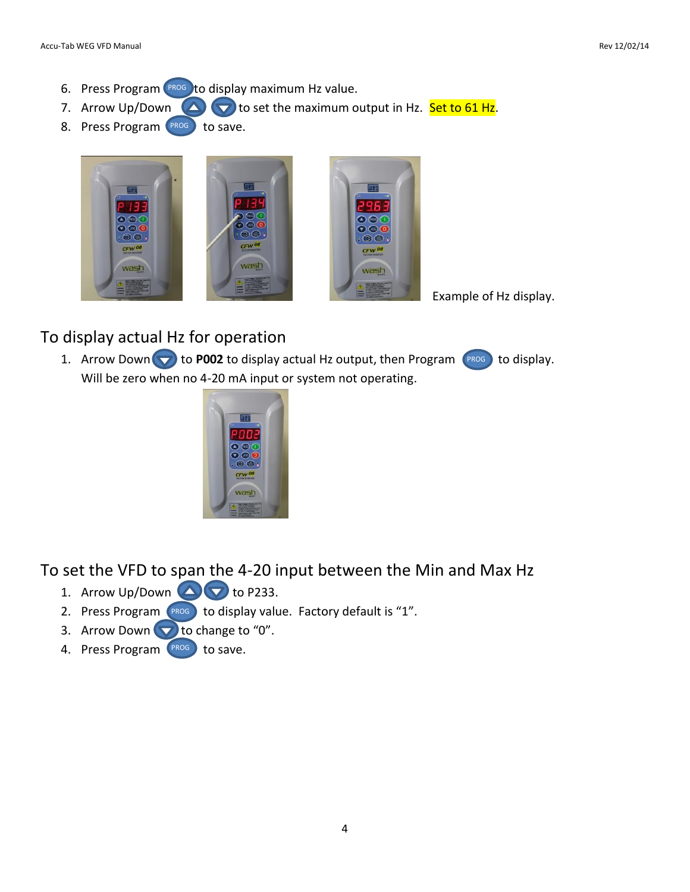6. Press Program PROG to display maximum Hz value.
7. Arrow Up/Down to set the maximum output in Hz. Set to 61 Hz.
8. Press Program PROG to save.

Example of Hz display.

## To display actual Hz for operation

1. Arrow Down to **P002** to display actual Hz output, then Program PROG to display. Will be zero when no 4-20 mA input or system not operating.

## To set the VFD to span the 4-20 input between the Min and Max Hz

1. Arrow Up/Down to P233.
2. Press Program PROG to display value. Factory default is "1".
3. Arrow Down to change to "0".
4. Press Program PROG to save.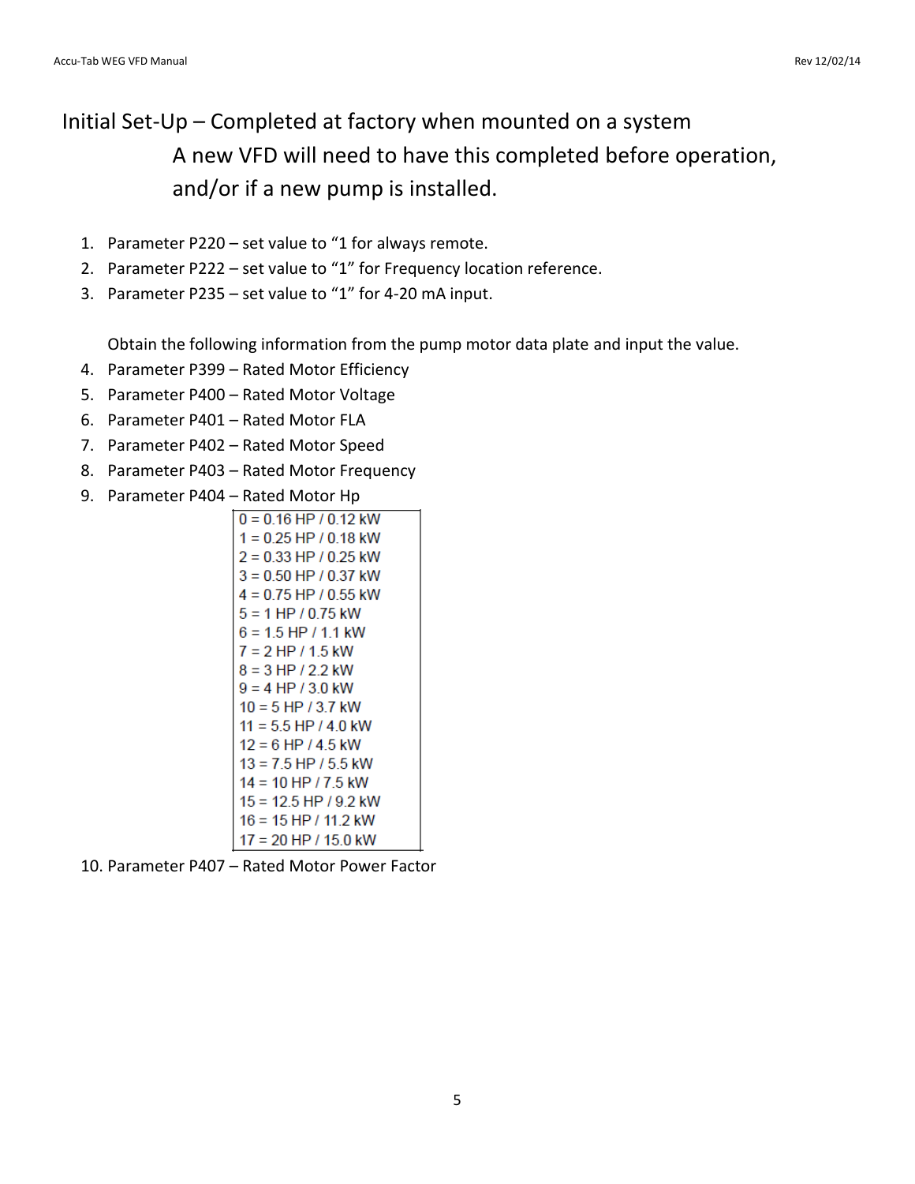# Initial Set-Up – Completed at factory when mounted on a system

A new VFD will need to have this completed before operation, and/or if a new pump is installed.

1. Parameter P220 – set value to “1 for always remote.
2. Parameter P222 – set value to “1” for Frequency location reference.
3. Parameter P235 – set value to “1” for 4-20 mA input.

   Obtain the following information from the pump motor data plate and input the value.

4. Parameter P399 – Rated Motor Efficiency
5. Parameter P400 – Rated Motor Voltage
6. Parameter P401 – Rated Motor FLA
7. Parameter P402 – Rated Motor Speed
8. Parameter P403 – Rated Motor Frequency
9. Parameter P404 – Rated Motor Hp

| |
|---|
| 0 = 0.16 HP / 0.12 kW |
| 1 = 0.25 HP / 0.18 kW |
| 2 = 0.33 HP / 0.25 kW |
| 3 = 0.50 HP / 0.37 kW |
| 4 = 0.75 HP / 0.55 kW |
| 5 = 1 HP / 0.75 kW |
| 6 = 1.5 HP / 1.1 kW |
| 7 = 2 HP / 1.5 kW |
| 8 = 3 HP / 2.2 kW |
| 9 = 4 HP / 3.0 kW |
| 10 = 5 HP / 3.7 kW |
| 11 = 5.5 HP / 4.0 kW |
| 12 = 6 HP / 4.5 kW |
| 13 = 7.5 HP / 5.5 kW |
| 14 = 10 HP / 7.5 kW |
| 15 = 12.5 HP / 9.2 kW |
| 16 = 15 HP / 11.2 kW |
| 17 = 20 HP / 15.0 kW |

10. Parameter P407 – Rated Motor Power Factor